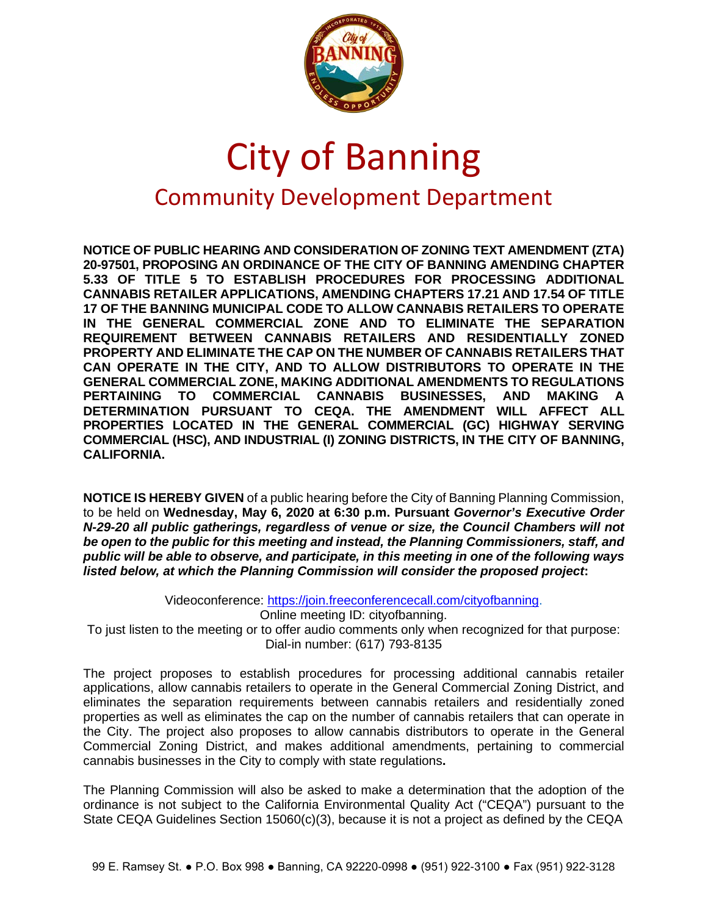# City of Banning

## Community Development Department

**NOTICE OF PUBLIC HEARING AND CONSIDERATION OF ZONING TEXT AMENDMENT (ZTA) 20-97501, PROPOSING AN ORDINANCE OF THE CITY OF BANNING AMENDING CHAPTER 5.33 OF TITLE 5 TO ESTABLISH PROCEDURES FOR PROCESSING ADDITIONAL CANNABIS RETAILER APPLICATIONS, AMENDING CHAPTERS 17.21 AND 17.54 OF TITLE 17 OF THE BANNING MUNICIPAL CODE TO ALLOW CANNABIS RETAILERS TO OPERATE IN THE GENERAL COMMERCIAL ZONE AND TO ELIMINATE THE SEPARATION REQUIREMENT BETWEEN CANNABIS RETAILERS AND RESIDENTIALLY ZONED PROPERTY AND ELIMINATE THE CAP ON THE NUMBER OF CANNABIS RETAILERS THAT CAN OPERATE IN THE CITY, AND TO ALLOW DISTRIBUTORS TO OPERATE IN THE GENERAL COMMERCIAL ZONE, MAKING ADDITIONAL AMENDMENTS TO REGULATIONS PERTAINING TO COMMERCIAL CANNABIS BUSINESSES, AND MAKING A DETERMINATION PURSUANT TO CEQA. THE AMENDMENT WILL AFFECT ALL PROPERTIES LOCATED IN THE GENERAL COMMERCIAL (GC) HIGHWAY SERVING COMMERCIAL (HSC), AND INDUSTRIAL (I) ZONING DISTRICTS, IN THE CITY OF BANNING, CALIFORNIA.**

**NOTICE IS HEREBY GIVEN** of a public hearing before the City of Banning Planning Commission, to be held on **Wednesday, May 6, 2020 at 6:30 p.m. Pursuant *Governor's Executive Order N-29-20 all public gatherings, regardless of venue or size, the Council Chambers will not be open to the public for this meeting and instead, the Planning Commissioners, staff, and public will be able to observe, and participate, in this meeting in one of the following ways listed below, at which the Planning Commission will consider the proposed project*:**

Videoconference: https://join.freeconferencecall.com/cityofbanning.
Online meeting ID: cityofbanning.
To just listen to the meeting or to offer audio comments only when recognized for that purpose:
Dial-in number: (617) 793-8135

The project proposes to establish procedures for processing additional cannabis retailer applications, allow cannabis retailers to operate in the General Commercial Zoning District, and eliminates the separation requirements between cannabis retailers and residentially zoned properties as well as eliminates the cap on the number of cannabis retailers that can operate in the City. The project also proposes to allow cannabis distributors to operate in the General Commercial Zoning District, and makes additional amendments, pertaining to commercial cannabis businesses in the City to comply with state regulations**.**

The Planning Commission will also be asked to make a determination that the adoption of the ordinance is not subject to the California Environmental Quality Act ("CEQA") pursuant to the State CEQA Guidelines Section 15060(c)(3), because it is not a project as defined by the CEQA

99 E. Ramsey St. ● P.O. Box 998 ● Banning, CA 92220-0998 ● (951) 922-3100 ● Fax (951) 922-3128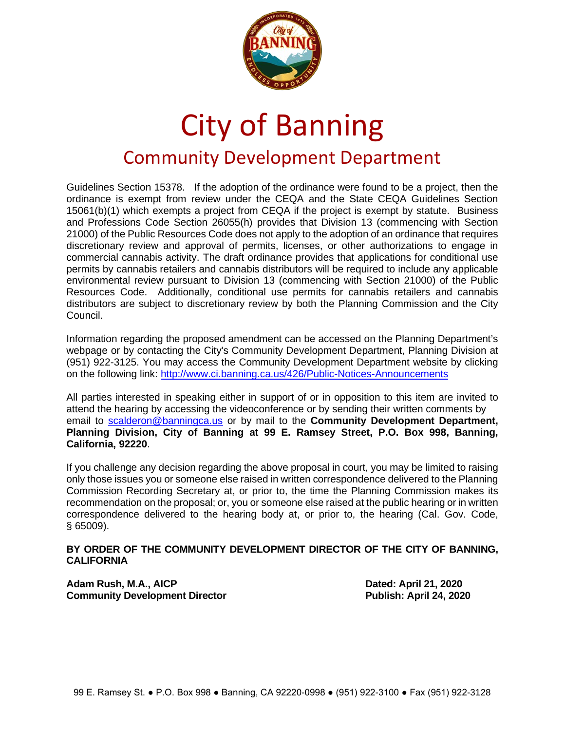# City of Banning

## Community Development Department

Guidelines Section 15378. If the adoption of the ordinance were found to be a project, then the ordinance is exempt from review under the CEQA and the State CEQA Guidelines Section 15061(b)(1) which exempts a project from CEQA if the project is exempt by statute. Business and Professions Code Section 26055(h) provides that Division 13 (commencing with Section 21000) of the Public Resources Code does not apply to the adoption of an ordinance that requires discretionary review and approval of permits, licenses, or other authorizations to engage in commercial cannabis activity. The draft ordinance provides that applications for conditional use permits by cannabis retailers and cannabis distributors will be required to include any applicable environmental review pursuant to Division 13 (commencing with Section 21000) of the Public Resources Code. Additionally, conditional use permits for cannabis retailers and cannabis distributors are subject to discretionary review by both the Planning Commission and the City Council.

Information regarding the proposed amendment can be accessed on the Planning Department's webpage or by contacting the City's Community Development Department, Planning Division at (951) 922-3125. You may access the Community Development Department website by clicking on the following link: [http://www.ci.banning.ca.us/426/Public-Notices-Announcements](http://www.ci.banning.ca.us/426/Public-Notices-Announcements)

All parties interested in speaking either in support of or in opposition to this item are invited to attend the hearing by accessing the videoconference or by sending their written comments by email to [scalderon@banningca.us](mailto:scalderon@banningca.us) or by mail to the **Community Development Department, Planning Division, City of Banning at 99 E. Ramsey Street, P.O. Box 998, Banning, California, 92220**.

If you challenge any decision regarding the above proposal in court, you may be limited to raising only those issues you or someone else raised in written correspondence delivered to the Planning Commission Recording Secretary at, or prior to, the time the Planning Commission makes its recommendation on the proposal; or, you or someone else raised at the public hearing or in written correspondence delivered to the hearing body at, or prior to, the hearing (Cal. Gov. Code, § 65009).

**BY ORDER OF THE COMMUNITY DEVELOPMENT DIRECTOR OF THE CITY OF BANNING, CALIFORNIA**

**Adam Rush, M.A., AICP**
**Community Development Director**

**Dated: April 21, 2020**
**Publish: April 24, 2020**

99 E. Ramsey St. ● P.O. Box 998 ● Banning, CA 92220-0998 ● (951) 922-3100 ● Fax (951) 922-3128